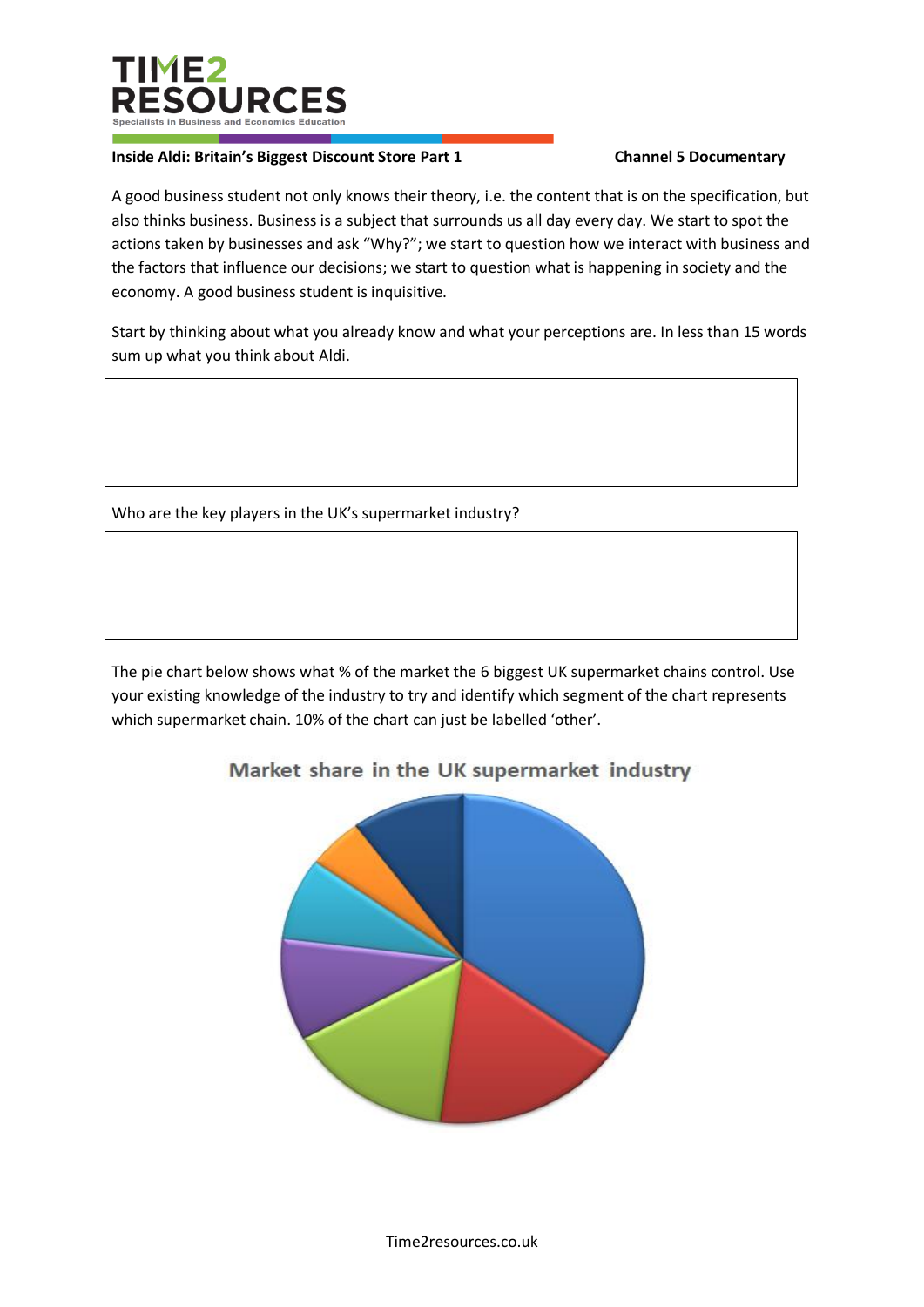**Inside Aldi: Britain's Biggest Discount Store Part 1** **Channel 5 Documentary**

A good business student not only knows their theory, i.e. the content that is on the specification, but also thinks business. Business is a subject that surrounds us all day every day. We start to spot the actions taken by businesses and ask "Why?"; we start to question how we interact with business and the factors that influence our decisions; we start to question what is happening in society and the economy. A good business student is inquisitive.

Start by thinking about what you already know and what your perceptions are. In less than 15 words sum up what you think about Aldi.

| |
|---|
| |

Who are the key players in the UK's supermarket industry?

| |
|---|
| |

The pie chart below shows what % of the market the 6 biggest UK supermarket chains control. Use your existing knowledge of the industry to try and identify which segment of the chart represents which supermarket chain. 10% of the chart can just be labelled 'other'.

Market share in the UK supermarket industry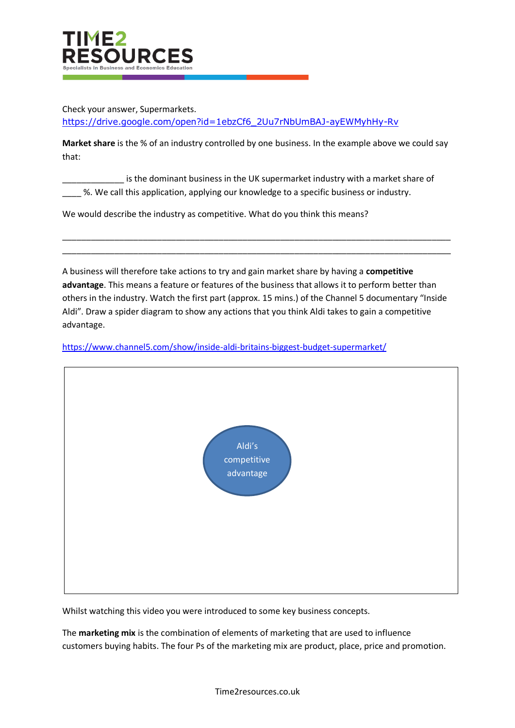Check your answer, Supermarkets.
https://drive.google.com/open?id=1ebzCf6_2Uu7rNbUmBAJ-ayEWMyhHy-Rv

**Market share** is the % of an industry controlled by one business. In the example above we could say that:

_____________ is the dominant business in the UK supermarket industry with a market share of ____ %. We call this application, applying our knowledge to a specific business or industry.

We would describe the industry as competitive. What do you think this means?

_______________________________________________________________________________
_______________________________________________________________________________

A business will therefore take actions to try and gain market share by having a **competitive advantage**. This means a feature or features of the business that allows it to perform better than others in the industry. Watch the first part (approx. 15 mins.) of the Channel 5 documentary "Inside Aldi". Draw a spider diagram to show any actions that you think Aldi takes to gain a competitive advantage.

https://www.channel5.com/show/inside-aldi-britains-biggest-budget-supermarket/

Aldi's competitive advantage

Whilst watching this video you were introduced to some key business concepts.

The **marketing mix** is the combination of elements of marketing that are used to influence customers buying habits. The four Ps of the marketing mix are product, place, price and promotion.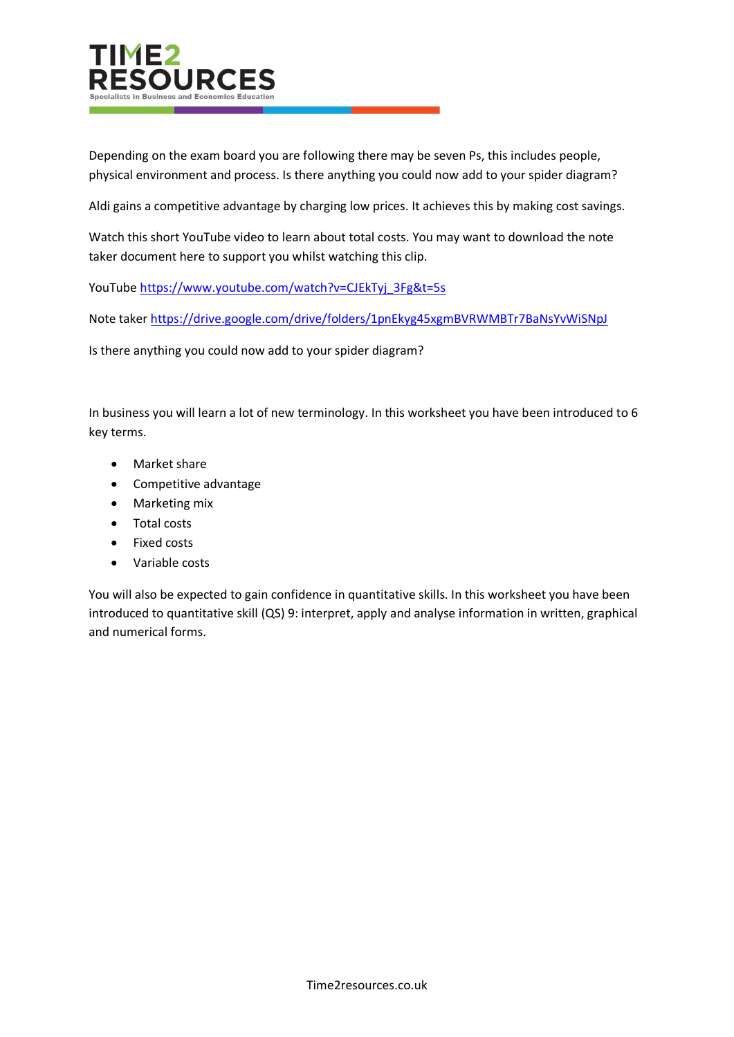Depending on the exam board you are following there may be seven Ps, this includes people, physical environment and process. Is there anything you could now add to your spider diagram?

Aldi gains a competitive advantage by charging low prices. It achieves this by making cost savings.

Watch this short YouTube video to learn about total costs. You may want to download the note taker document here to support you whilst watching this clip.

YouTube https://www.youtube.com/watch?v=CJEkTyj_3Fg&t=5s

Note taker https://drive.google.com/drive/folders/1pnEkyg45xgmBVRWMBTr7BaNsYvWiSNpJ

Is there anything you could now add to your spider diagram?

In business you will learn a lot of new terminology. In this worksheet you have been introduced to 6 key terms.

- Market share
- Competitive advantage
- Marketing mix
- Total costs
- Fixed costs
- Variable costs

You will also be expected to gain confidence in quantitative skills. In this worksheet you have been introduced to quantitative skill (QS) 9: interpret, apply and analyse information in written, graphical and numerical forms.